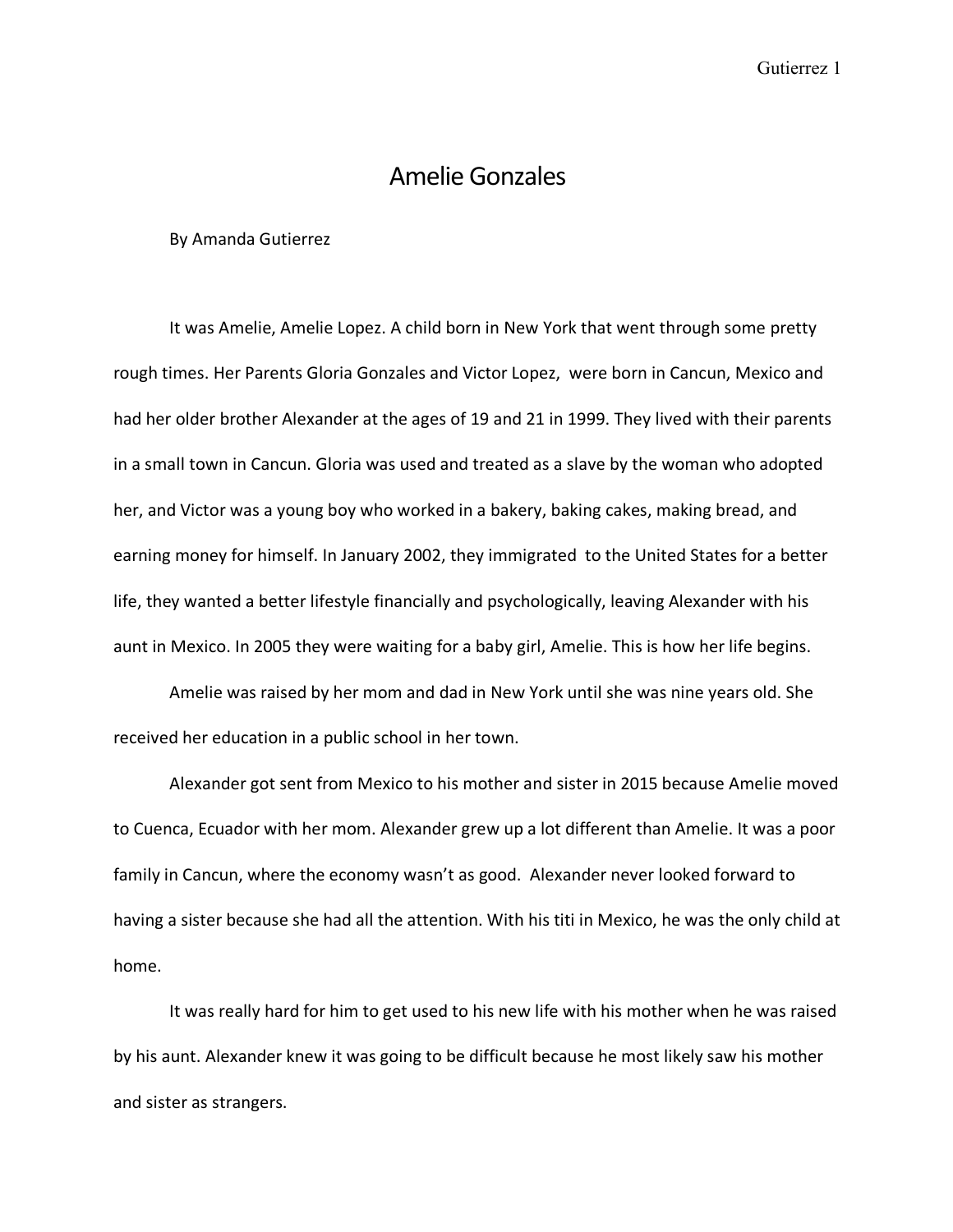# Amelie Gonzales

By Amanda Gutierrez

It was Amelie, Amelie Lopez. A child born in New York that went through some pretty rough times. Her Parents Gloria Gonzales and Victor Lopez, were born in Cancun, Mexico and had her older brother Alexander at the ages of 19 and 21 in 1999. They lived with their parents in a small town in Cancun. Gloria was used and treated as a slave by the woman who adopted her, and Victor was a young boy who worked in a bakery, baking cakes, making bread, and earning money for himself. In January 2002, they immigrated to the United States for a better life, they wanted a better lifestyle financially and psychologically, leaving Alexander with his aunt in Mexico. In 2005 they were waiting for a baby girl, Amelie. This is how her life begins.

Amelie was raised by her mom and dad in New York until she was nine years old. She received her education in a public school in her town.

Alexander got sent from Mexico to his mother and sister in 2015 because Amelie moved to Cuenca, Ecuador with her mom. Alexander grew up a lot different than Amelie. It was a poor family in Cancun, where the economy wasn't as good. Alexander never looked forward to having a sister because she had all the attention. With his titi in Mexico, he was the only child at home.

It was really hard for him to get used to his new life with his mother when he was raised by his aunt. Alexander knew it was going to be difficult because he most likely saw his mother and sister as strangers.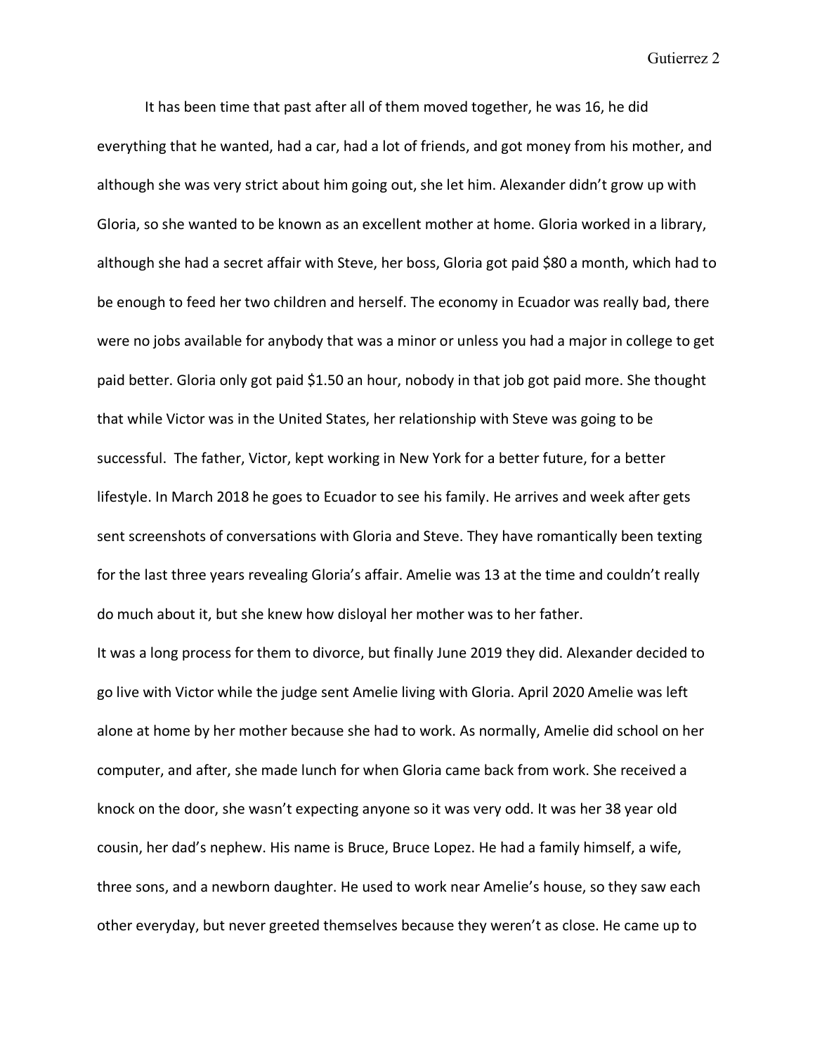It has been time that past after all of them moved together, he was 16, he did everything that he wanted, had a car, had a lot of friends, and got money from his mother, and although she was very strict about him going out, she let him. Alexander didn't grow up with Gloria, so she wanted to be known as an excellent mother at home. Gloria worked in a library, although she had a secret affair with Steve, her boss, Gloria got paid $80 a month, which had to be enough to feed her two children and herself. The economy in Ecuador was really bad, there were no jobs available for anybody that was a minor or unless you had a major in college to get paid better. Gloria only got paid $1.50 an hour, nobody in that job got paid more. She thought that while Victor was in the United States, her relationship with Steve was going to be successful. The father, Victor, kept working in New York for a better future, for a better lifestyle. In March 2018 he goes to Ecuador to see his family. He arrives and week after gets sent screenshots of conversations with Gloria and Steve. They have romantically been texting for the last three years revealing Gloria's affair. Amelie was 13 at the time and couldn't really do much about it, but she knew how disloyal her mother was to her father.

It was a long process for them to divorce, but finally June 2019 they did. Alexander decided to go live with Victor while the judge sent Amelie living with Gloria. April 2020 Amelie was left alone at home by her mother because she had to work. As normally, Amelie did school on her computer, and after, she made lunch for when Gloria came back from work. She received a knock on the door, she wasn't expecting anyone so it was very odd. It was her 38 year old cousin, her dad's nephew. His name is Bruce, Bruce Lopez. He had a family himself, a wife, three sons, and a newborn daughter. He used to work near Amelie's house, so they saw each other everyday, but never greeted themselves because they weren't as close. He came up to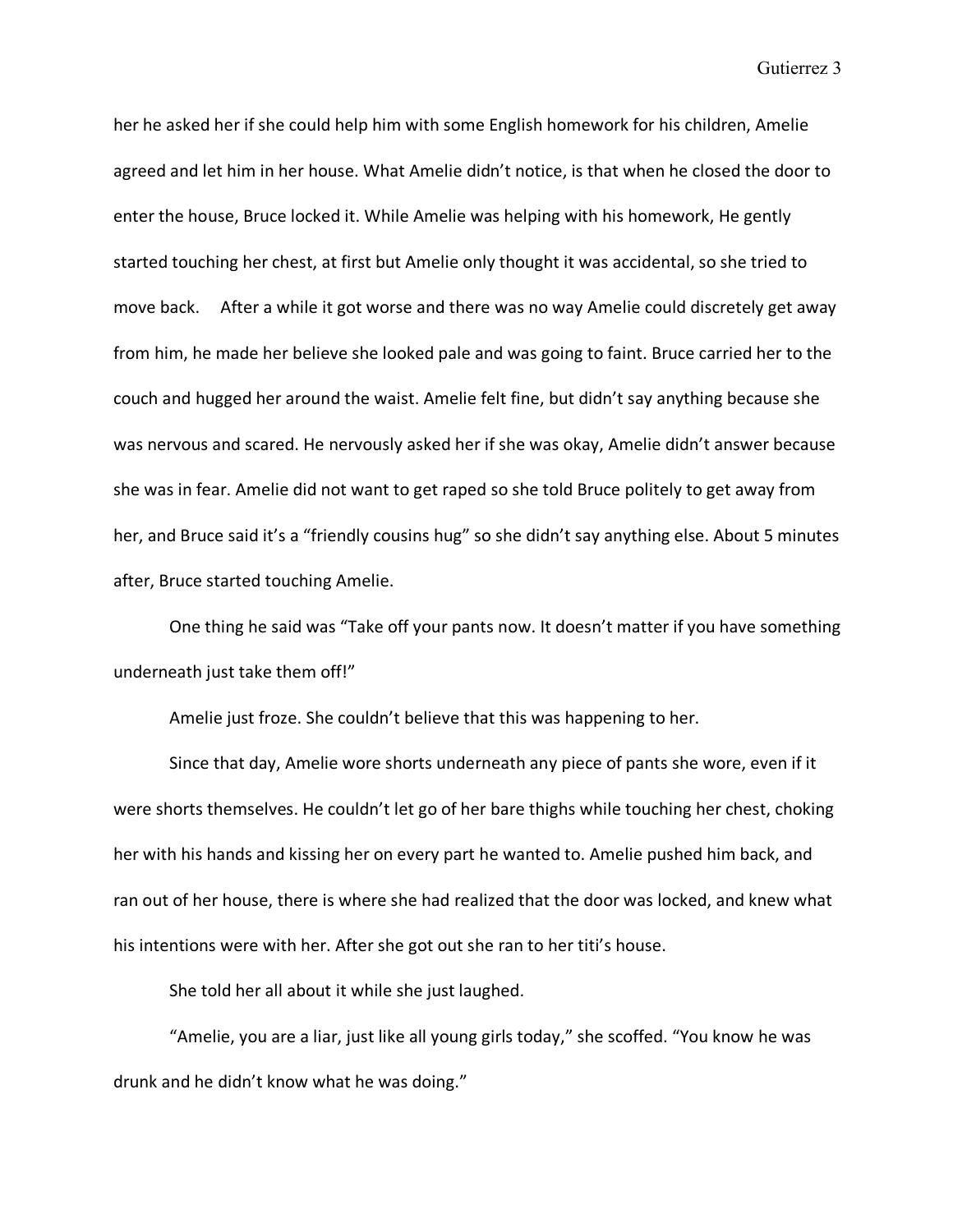her he asked her if she could help him with some English homework for his children, Amelie agreed and let him in her house. What Amelie didn't notice, is that when he closed the door to enter the house, Bruce locked it. While Amelie was helping with his homework, He gently started touching her chest, at first but Amelie only thought it was accidental, so she tried to move back.     After a while it got worse and there was no way Amelie could discretely get away from him, he made her believe she looked pale and was going to faint. Bruce carried her to the couch and hugged her around the waist. Amelie felt fine, but didn't say anything because she was nervous and scared. He nervously asked her if she was okay, Amelie didn't answer because she was in fear. Amelie did not want to get raped so she told Bruce politely to get away from her, and Bruce said it's a "friendly cousins hug" so she didn't say anything else. About 5 minutes after, Bruce started touching Amelie.

One thing he said was "Take off your pants now. It doesn't matter if you have something underneath just take them off!"

Amelie just froze. She couldn't believe that this was happening to her.

Since that day, Amelie wore shorts underneath any piece of pants she wore, even if it were shorts themselves. He couldn't let go of her bare thighs while touching her chest, choking her with his hands and kissing her on every part he wanted to. Amelie pushed him back, and ran out of her house, there is where she had realized that the door was locked, and knew what his intentions were with her. After she got out she ran to her titi's house.

She told her all about it while she just laughed.

"Amelie, you are a liar, just like all young girls today," she scoffed. "You know he was drunk and he didn't know what he was doing."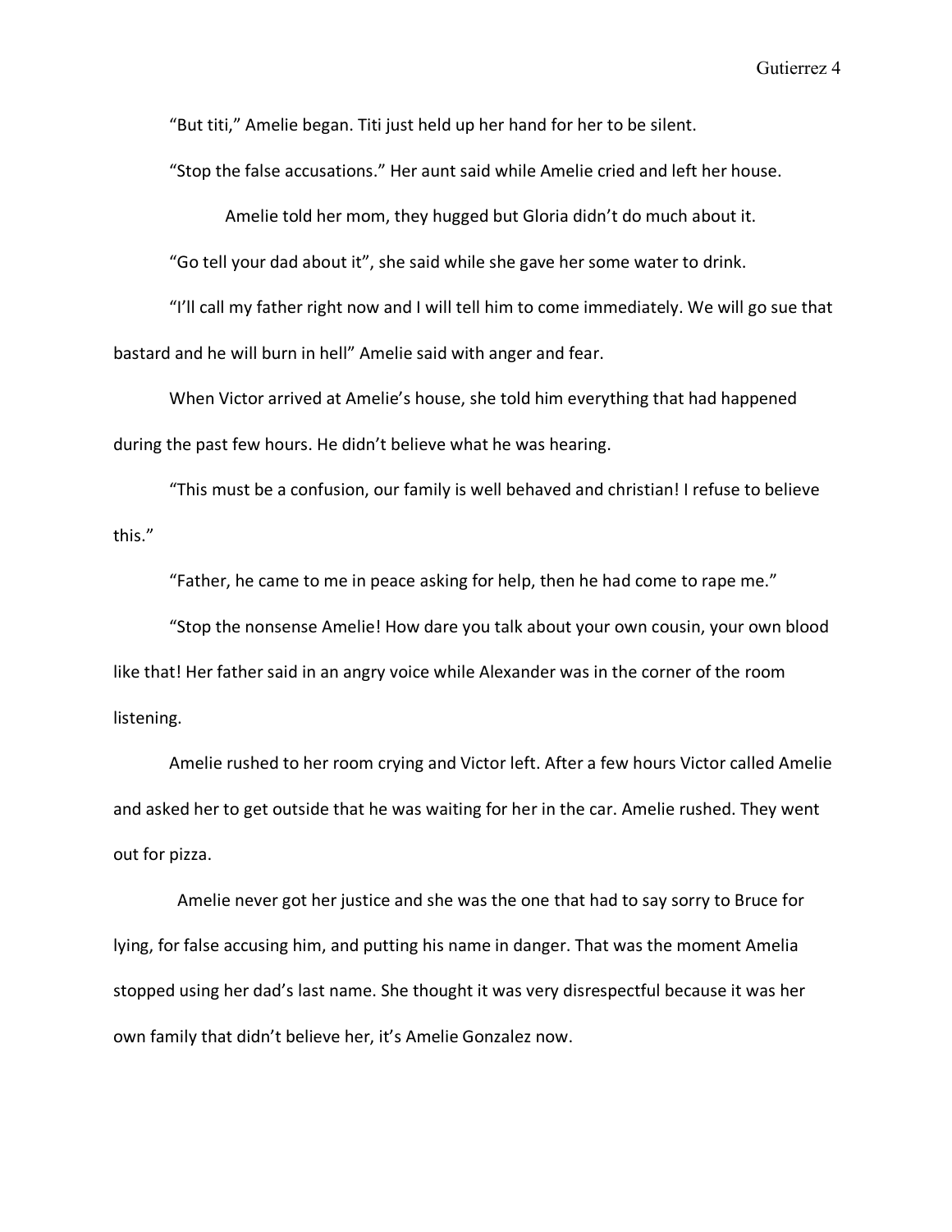"But titi," Amelie began. Titi just held up her hand for her to be silent.

"Stop the false accusations." Her aunt said while Amelie cried and left her house.

Amelie told her mom, they hugged but Gloria didn't do much about it.

"Go tell your dad about it", she said while she gave her some water to drink.

"I'll call my father right now and I will tell him to come immediately. We will go sue that bastard and he will burn in hell" Amelie said with anger and fear.

When Victor arrived at Amelie's house, she told him everything that had happened during the past few hours. He didn't believe what he was hearing.

"This must be a confusion, our family is well behaved and christian! I refuse to believe this."

"Father, he came to me in peace asking for help, then he had come to rape me."

"Stop the nonsense Amelie! How dare you talk about your own cousin, your own blood like that! Her father said in an angry voice while Alexander was in the corner of the room listening.

Amelie rushed to her room crying and Victor left. After a few hours Victor called Amelie and asked her to get outside that he was waiting for her in the car. Amelie rushed. They went out for pizza.

Amelie never got her justice and she was the one that had to say sorry to Bruce for lying, for false accusing him, and putting his name in danger. That was the moment Amelia stopped using her dad's last name. She thought it was very disrespectful because it was her own family that didn't believe her, it's Amelie Gonzalez now.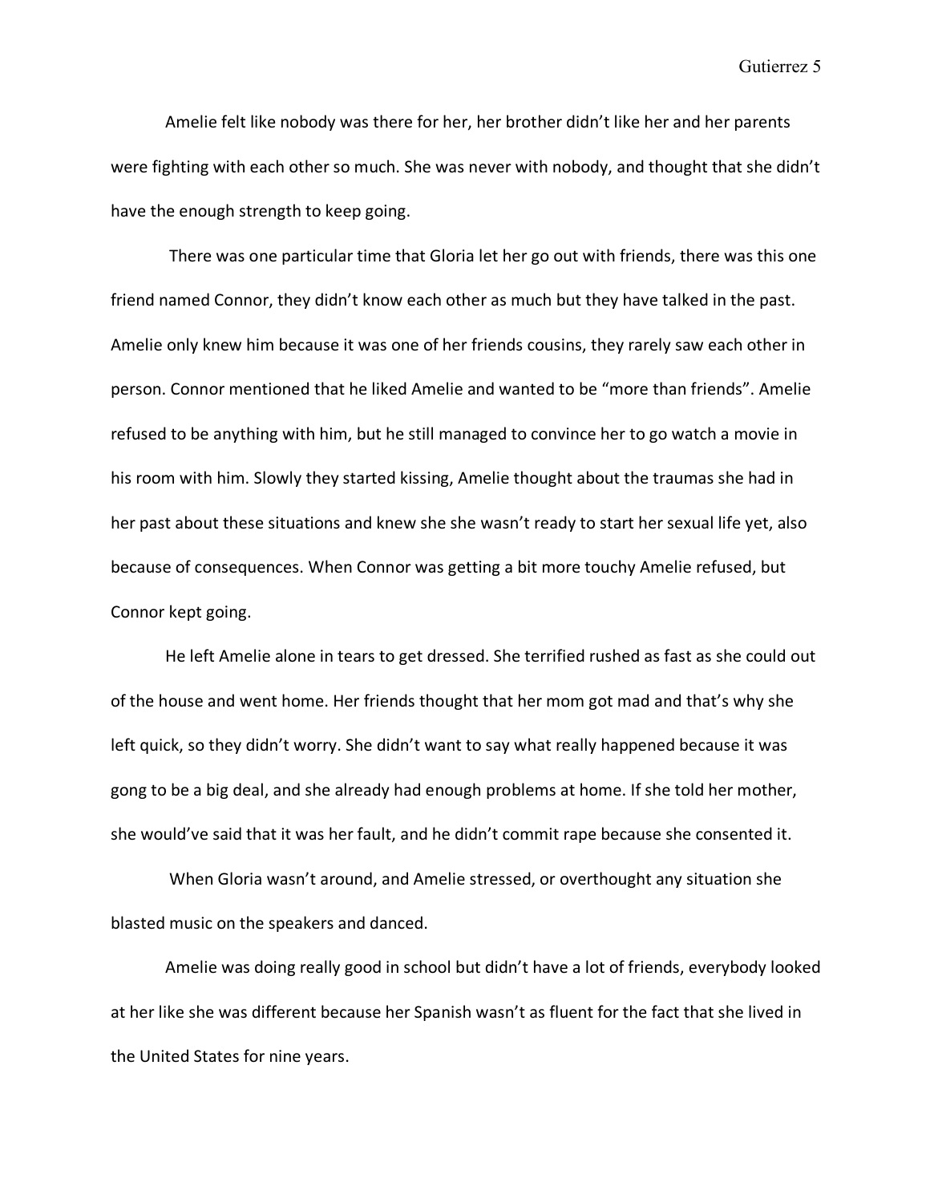Amelie felt like nobody was there for her, her brother didn't like her and her parents were fighting with each other so much. She was never with nobody, and thought that she didn't have the enough strength to keep going.

There was one particular time that Gloria let her go out with friends, there was this one friend named Connor, they didn't know each other as much but they have talked in the past. Amelie only knew him because it was one of her friends cousins, they rarely saw each other in person. Connor mentioned that he liked Amelie and wanted to be "more than friends". Amelie refused to be anything with him, but he still managed to convince her to go watch a movie in his room with him. Slowly they started kissing, Amelie thought about the traumas she had in her past about these situations and knew she she wasn't ready to start her sexual life yet, also because of consequences. When Connor was getting a bit more touchy Amelie refused, but Connor kept going.

He left Amelie alone in tears to get dressed. She terrified rushed as fast as she could out of the house and went home. Her friends thought that her mom got mad and that's why she left quick, so they didn't worry. She didn't want to say what really happened because it was gong to be a big deal, and she already had enough problems at home. If she told her mother, she would've said that it was her fault, and he didn't commit rape because she consented it.

When Gloria wasn't around, and Amelie stressed, or overthought any situation she blasted music on the speakers and danced.

Amelie was doing really good in school but didn't have a lot of friends, everybody looked at her like she was different because her Spanish wasn't as fluent for the fact that she lived in the United States for nine years.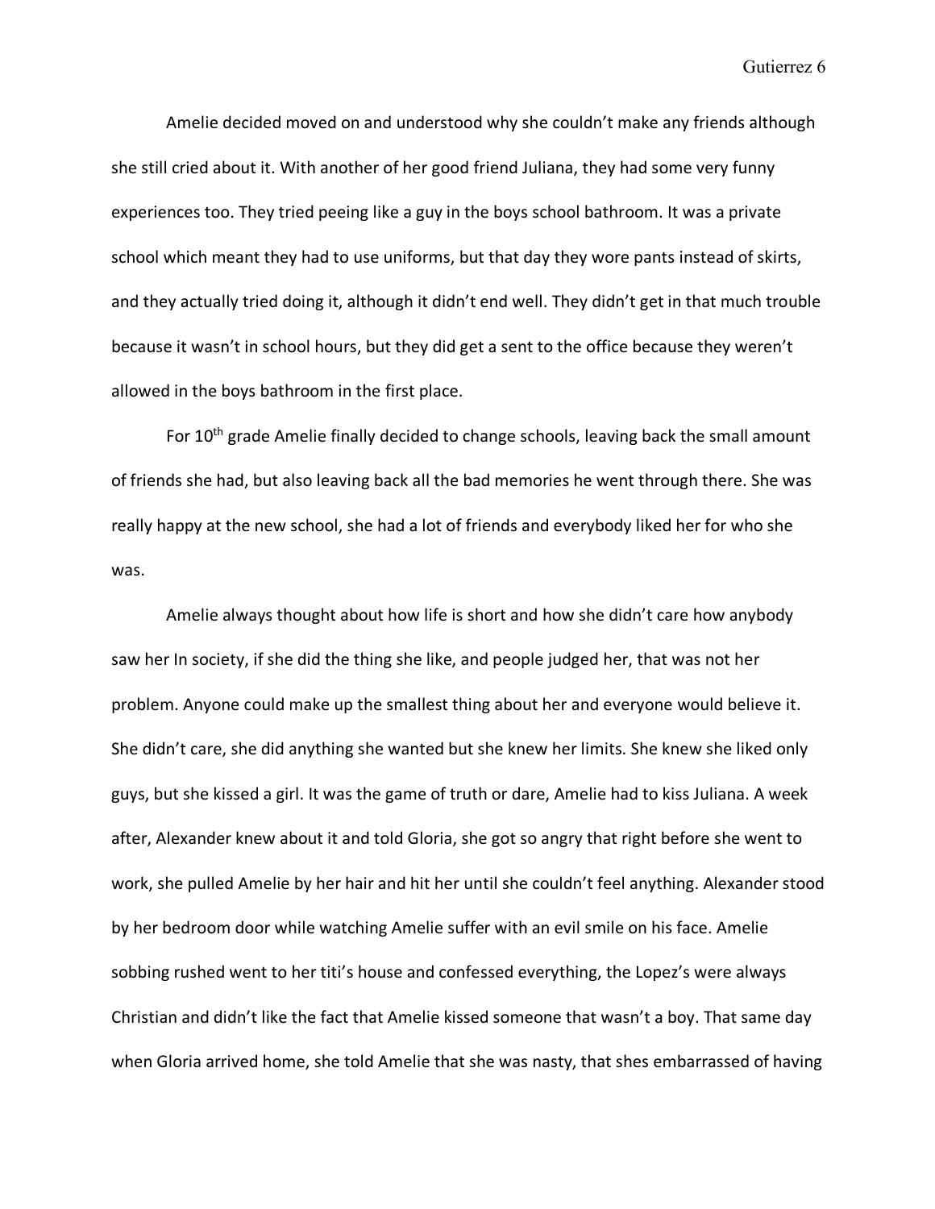Amelie decided moved on and understood why she couldn't make any friends although she still cried about it. With another of her good friend Juliana, they had some very funny experiences too. They tried peeing like a guy in the boys school bathroom. It was a private school which meant they had to use uniforms, but that day they wore pants instead of skirts, and they actually tried doing it, although it didn't end well. They didn't get in that much trouble because it wasn't in school hours, but they did get a sent to the office because they weren't allowed in the boys bathroom in the first place.

For 10th grade Amelie finally decided to change schools, leaving back the small amount of friends she had, but also leaving back all the bad memories he went through there. She was really happy at the new school, she had a lot of friends and everybody liked her for who she was.

Amelie always thought about how life is short and how she didn't care how anybody saw her In society, if she did the thing she like, and people judged her, that was not her problem. Anyone could make up the smallest thing about her and everyone would believe it. She didn't care, she did anything she wanted but she knew her limits. She knew she liked only guys, but she kissed a girl. It was the game of truth or dare, Amelie had to kiss Juliana. A week after, Alexander knew about it and told Gloria, she got so angry that right before she went to work, she pulled Amelie by her hair and hit her until she couldn't feel anything. Alexander stood by her bedroom door while watching Amelie suffer with an evil smile on his face. Amelie sobbing rushed went to her titi's house and confessed everything, the Lopez's were always Christian and didn't like the fact that Amelie kissed someone that wasn't a boy. That same day when Gloria arrived home, she told Amelie that she was nasty, that shes embarrassed of having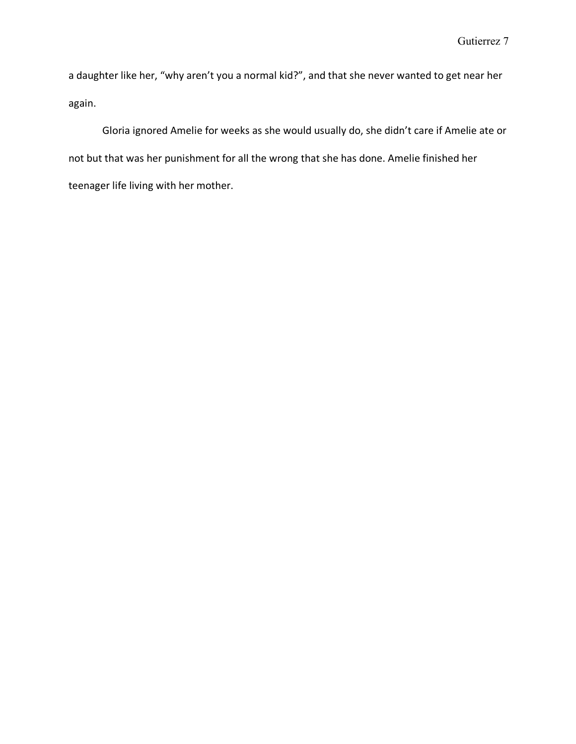a daughter like her, “why aren’t you a normal kid?”, and that she never wanted to get near her again.

Gloria ignored Amelie for weeks as she would usually do, she didn’t care if Amelie ate or not but that was her punishment for all the wrong that she has done. Amelie finished her teenager life living with her mother.